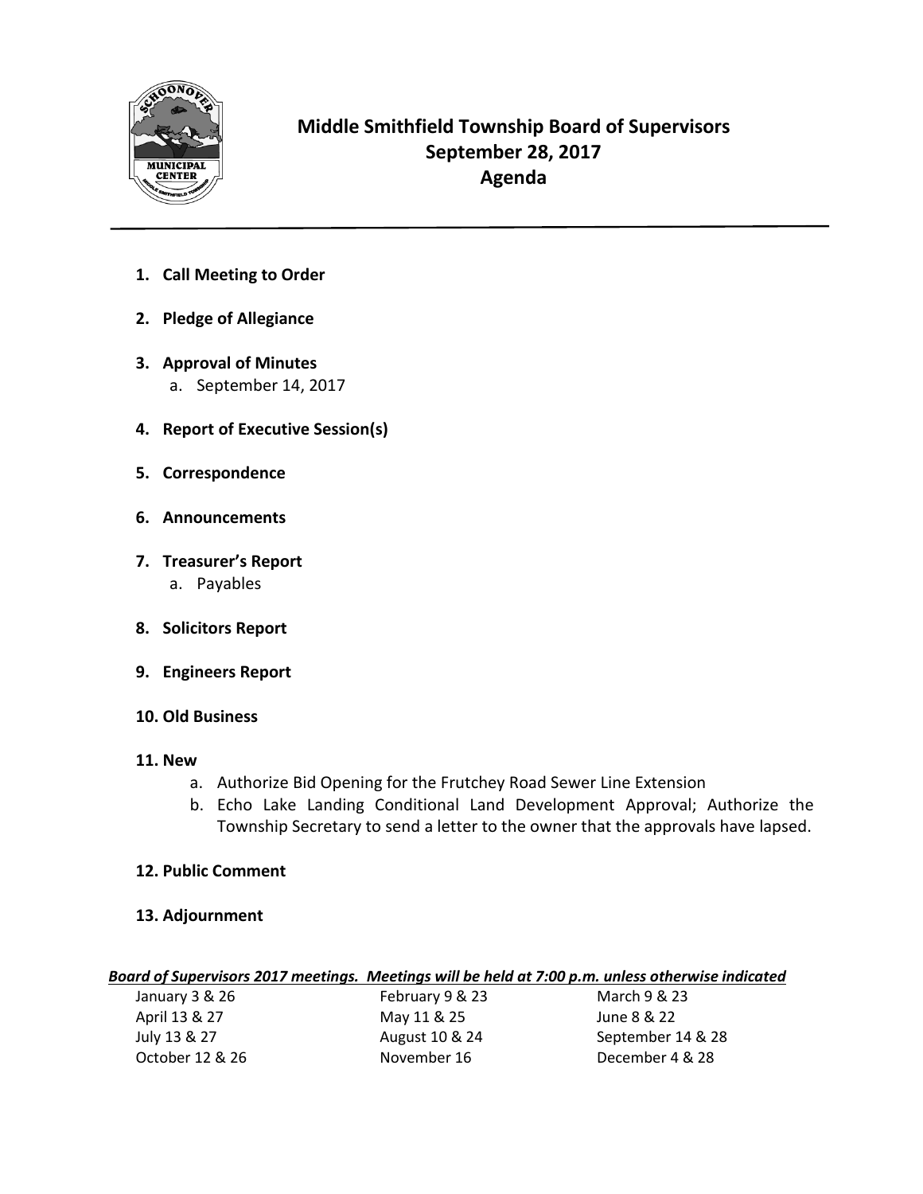# Middle Smithfield Township Board of Supervisors
## September 28, 2017
## Agenda

1. **Call Meeting to Order**

2. **Pledge of Allegiance**

3. **Approval of Minutes**
   a. September 14, 2017

4. **Report of Executive Session(s)**

5. **Correspondence**

6. **Announcements**

7. **Treasurer's Report**
   a. Payables

8. **Solicitors Report**

9. **Engineers Report**

10. **Old Business**

11. **New**
    a. Authorize Bid Opening for the Frutchey Road Sewer Line Extension
    b. Echo Lake Landing Conditional Land Development Approval; Authorize the Township Secretary to send a letter to the owner that the approvals have lapsed.

12. **Public Comment**

13. **Adjournment**

***Board of Supervisors 2017 meetings. Meetings will be held at 7:00 p.m. unless otherwise indicated***

| | | |
|---|---|---|
| January 3 & 26 | February 9 & 23 | March 9 & 23 |
| April 13 & 27 | May 11 & 25 | June 8 & 22 |
| July 13 & 27 | August 10 & 24 | September 14 & 28 |
| October 12 & 26 | November 16 | December 4 & 28 |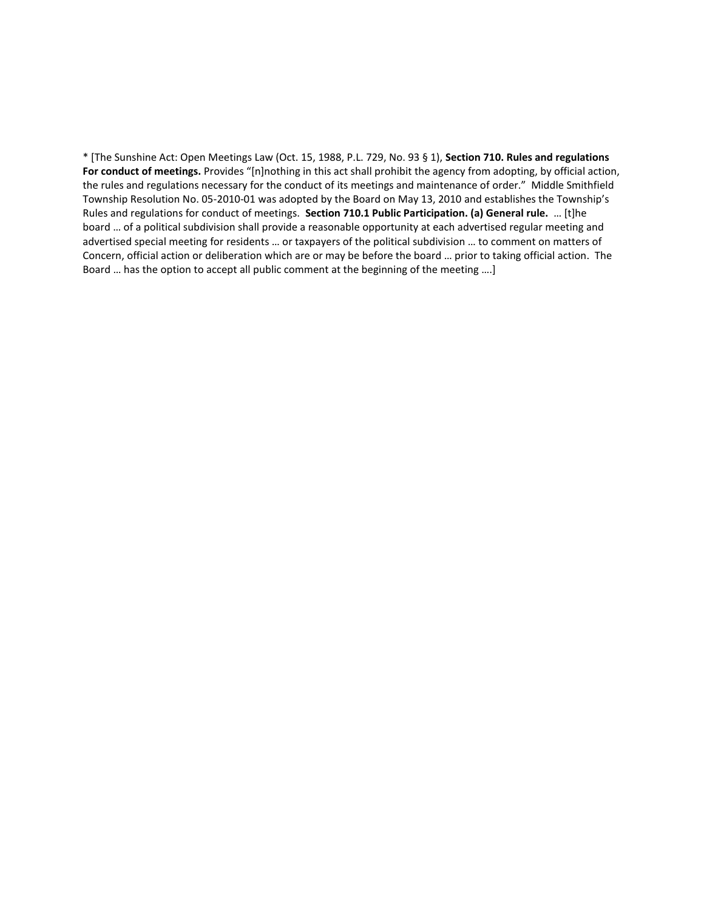* [The Sunshine Act: Open Meetings Law (Oct. 15, 1988, P.L. 729, No. 93 § 1), **Section 710. Rules and regulations For conduct of meetings.** Provides "[n]othing in this act shall prohibit the agency from adopting, by official action, the rules and regulations necessary for the conduct of its meetings and maintenance of order." Middle Smithfield Township Resolution No. 05-2010-01 was adopted by the Board on May 13, 2010 and establishes the Township's Rules and regulations for conduct of meetings. **Section 710.1 Public Participation. (a) General rule.** … [t]he board … of a political subdivision shall provide a reasonable opportunity at each advertised regular meeting and advertised special meeting for residents … or taxpayers of the political subdivision … to comment on matters of Concern, official action or deliberation which are or may be before the board … prior to taking official action. The Board … has the option to accept all public comment at the beginning of the meeting ….]